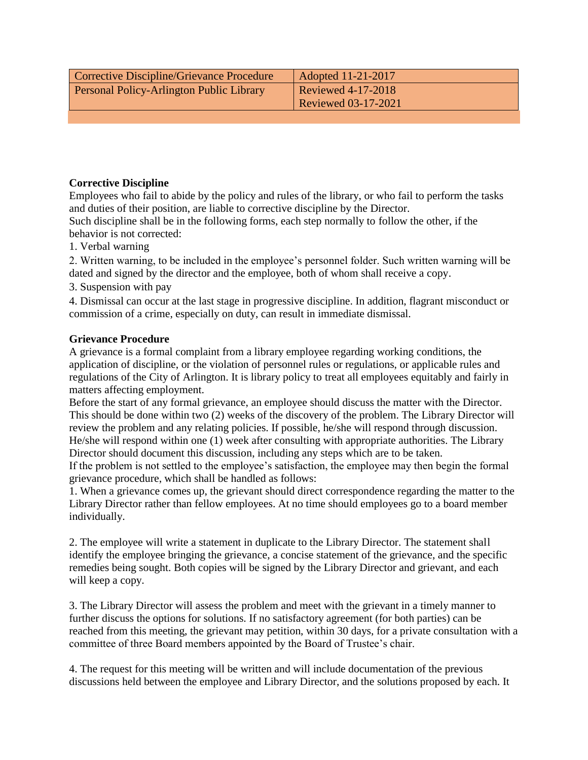| Corrective Discipline/Grievance Procedure | Adopted 11-21-2017 |
| --- | --- |
| Personal Policy-Arlington Public Library | Reviewed 4-17-2018<br>Reviewed 03-17-2021 |

**Corrective Discipline**

Employees who fail to abide by the policy and rules of the library, or who fail to perform the tasks and duties of their position, are liable to corrective discipline by the Director.

Such discipline shall be in the following forms, each step normally to follow the other, if the behavior is not corrected:

1. Verbal warning
2. Written warning, to be included in the employee's personnel folder. Such written warning will be dated and signed by the director and the employee, both of whom shall receive a copy.
3. Suspension with pay
4. Dismissal can occur at the last stage in progressive discipline. In addition, flagrant misconduct or commission of a crime, especially on duty, can result in immediate dismissal.

**Grievance Procedure**

A grievance is a formal complaint from a library employee regarding working conditions, the application of discipline, or the violation of personnel rules or regulations, or applicable rules and regulations of the City of Arlington. It is library policy to treat all employees equitably and fairly in matters affecting employment.

Before the start of any formal grievance, an employee should discuss the matter with the Director. This should be done within two (2) weeks of the discovery of the problem. The Library Director will review the problem and any relating policies. If possible, he/she will respond through discussion. He/she will respond within one (1) week after consulting with appropriate authorities. The Library Director should document this discussion, including any steps which are to be taken.

If the problem is not settled to the employee's satisfaction, the employee may then begin the formal grievance procedure, which shall be handled as follows:

1. When a grievance comes up, the grievant should direct correspondence regarding the matter to the Library Director rather than fellow employees. At no time should employees go to a board member individually.

2. The employee will write a statement in duplicate to the Library Director. The statement shall identify the employee bringing the grievance, a concise statement of the grievance, and the specific remedies being sought. Both copies will be signed by the Library Director and grievant, and each will keep a copy.

3. The Library Director will assess the problem and meet with the grievant in a timely manner to further discuss the options for solutions. If no satisfactory agreement (for both parties) can be reached from this meeting, the grievant may petition, within 30 days, for a private consultation with a committee of three Board members appointed by the Board of Trustee's chair.

4. The request for this meeting will be written and will include documentation of the previous discussions held between the employee and Library Director, and the solutions proposed by each. It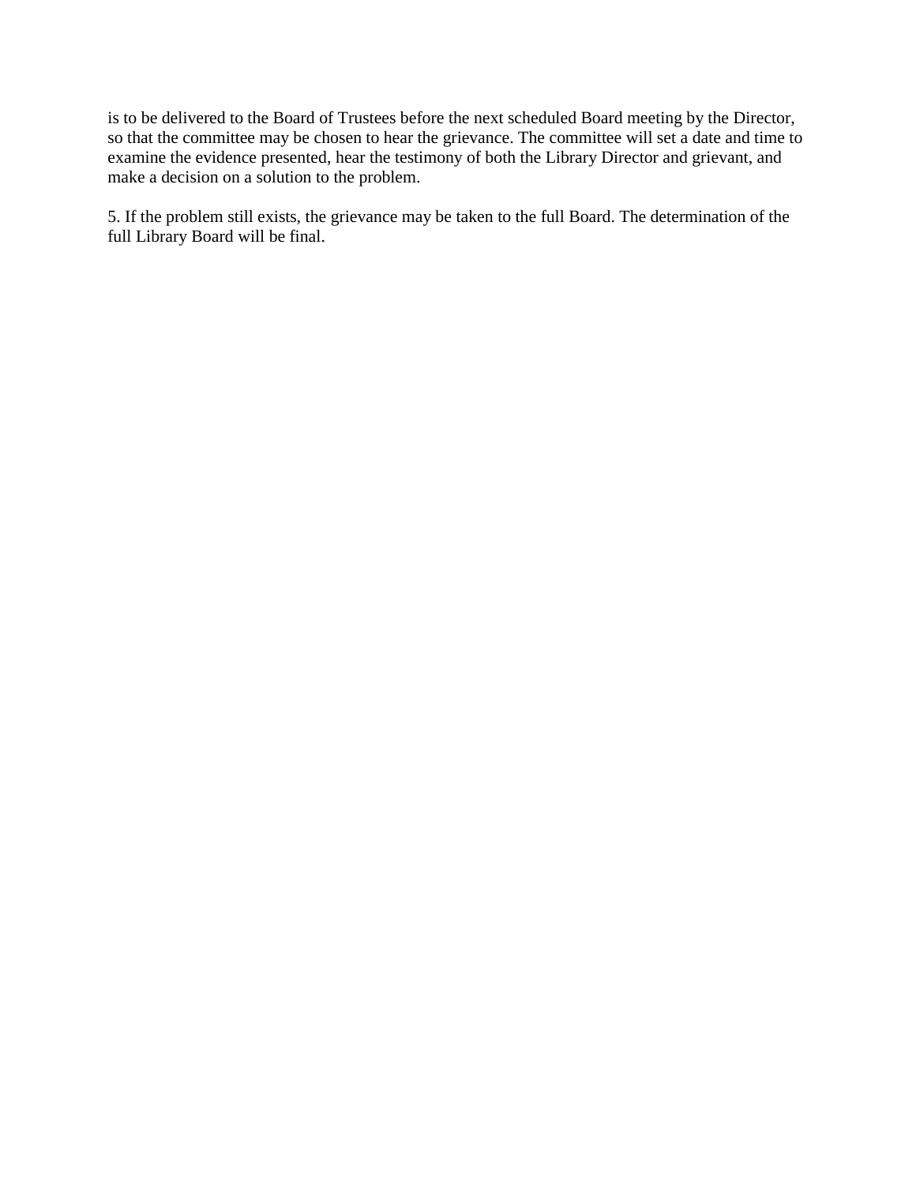is to be delivered to the Board of Trustees before the next scheduled Board meeting by the Director, so that the committee may be chosen to hear the grievance. The committee will set a date and time to examine the evidence presented, hear the testimony of both the Library Director and grievant, and make a decision on a solution to the problem.

5. If the problem still exists, the grievance may be taken to the full Board. The determination of the full Library Board will be final.